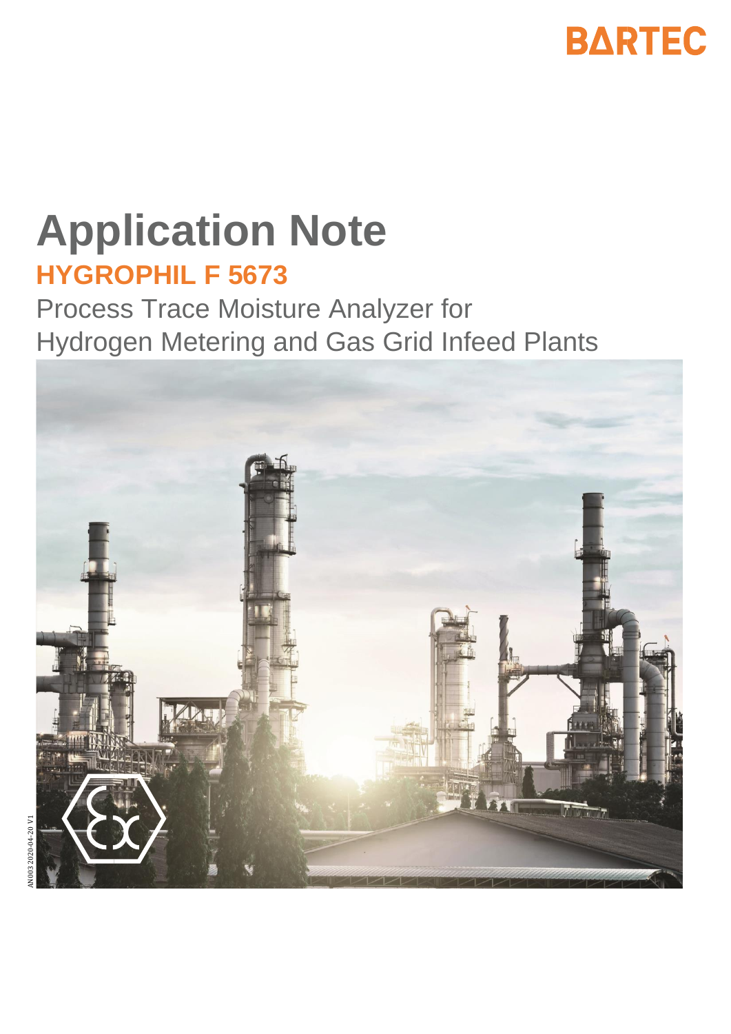BARTEC

# Application Note

## HYGROPHIL F 5673

Process Trace Moisture Analyzer for
Hydrogen Metering and Gas Grid Infeed Plants

AN003 2020-04-20 V1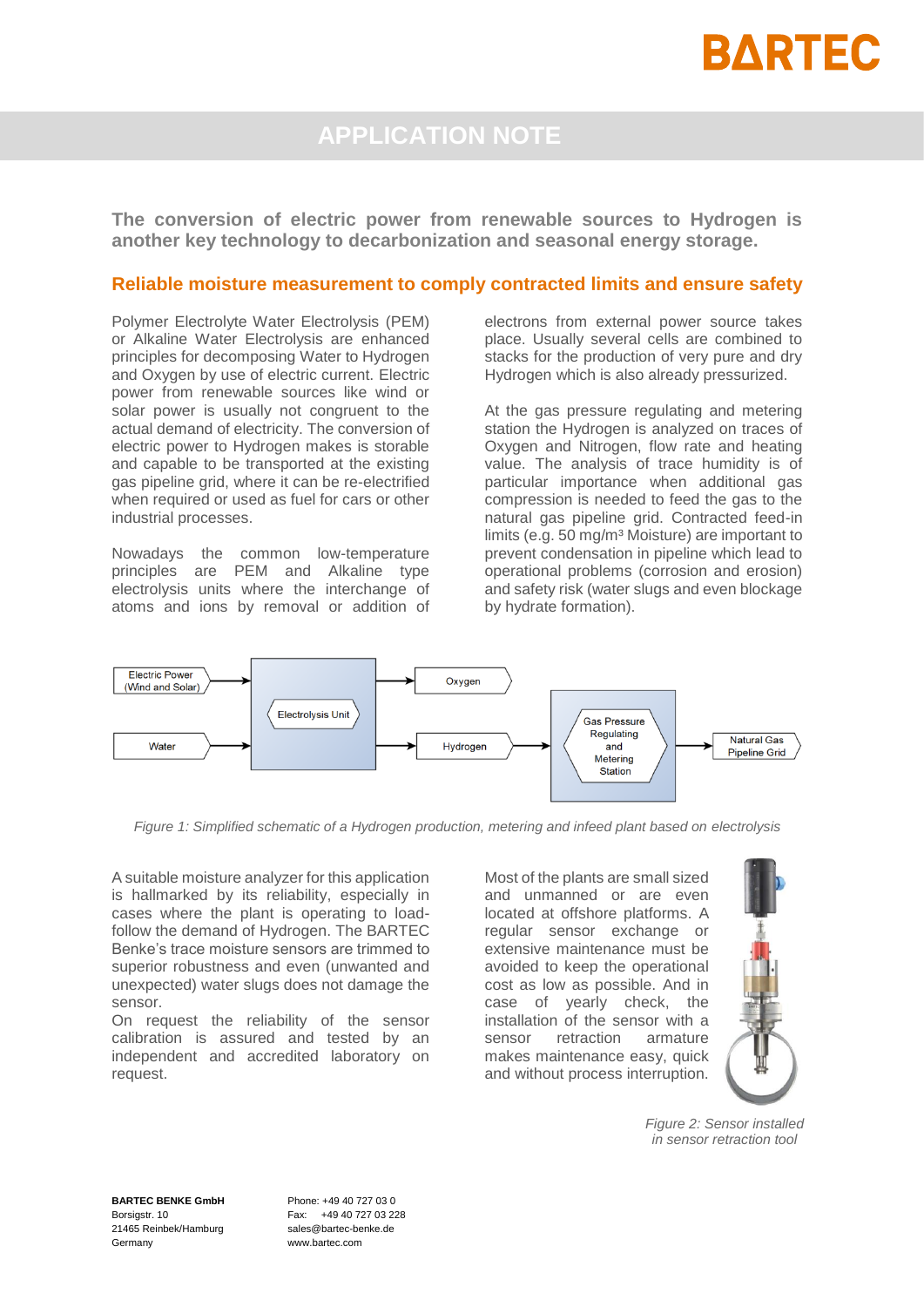# APPLICATION NOTE

**The conversion of electric power from renewable sources to Hydrogen is another key technology to decarbonization and seasonal energy storage.**

## Reliable moisture measurement to comply contracted limits and ensure safety

Polymer Electrolyte Water Electrolysis (PEM) or Alkaline Water Electrolysis are enhanced principles for decomposing Water to Hydrogen and Oxygen by use of electric current. Electric power from renewable sources like wind or solar power is usually not congruent to the actual demand of electricity. The conversion of electric power to Hydrogen makes is storable and capable to be transported at the existing gas pipeline grid, where it can be re-electrified when required or used as fuel for cars or other industrial processes.

Nowadays the common low-temperature principles are PEM and Alkaline type electrolysis units where the interchange of atoms and ions by removal or addition of electrons from external power source takes place. Usually several cells are combined to stacks for the production of very pure and dry Hydrogen which is also already pressurized.

At the gas pressure regulating and metering station the Hydrogen is analyzed on traces of Oxygen and Nitrogen, flow rate and heating value. The analysis of trace humidity is of particular importance when additional gas compression is needed to feed the gas to the natural gas pipeline grid. Contracted feed-in limits (e.g. 50 mg/m³ Moisture) are important to prevent condensation in pipeline which lead to operational problems (corrosion and erosion) and safety risk (water slugs and even blockage by hydrate formation).

Electric Power (Wind and Solar) → Electrolysis Unit; Water → Electrolysis Unit; Electrolysis Unit → Oxygen; Electrolysis Unit → Hydrogen → Gas Pressure Regulating and Metering Station → Natural Gas Pipeline Grid

*Figure 1: Simplified schematic of a Hydrogen production, metering and infeed plant based on electrolysis*

A suitable moisture analyzer for this application is hallmarked by its reliability, especially in cases where the plant is operating to load-follow the demand of Hydrogen. The BARTEC Benke's trace moisture sensors are trimmed to superior robustness and even (unwanted and unexpected) water slugs does not damage the sensor.

On request the reliability of the sensor calibration is assured and tested by an independent and accredited laboratory on request.

Most of the plants are small sized and unmanned or are even located at offshore platforms. A regular sensor exchange or extensive maintenance must be avoided to keep the operational cost as low as possible. And in case of yearly check, the installation of the sensor with a sensor retraction armature makes maintenance easy, quick and without process interruption.

*Figure 2: Sensor installed in sensor retraction tool*

**BARTEC BENKE GmbH**
Borsigstr. 10
21465 Reinbek/Hamburg
Germany

Phone: +49 40 727 03 0
Fax: +49 40 727 03 228
sales@bartec-benke.de
www.bartec.com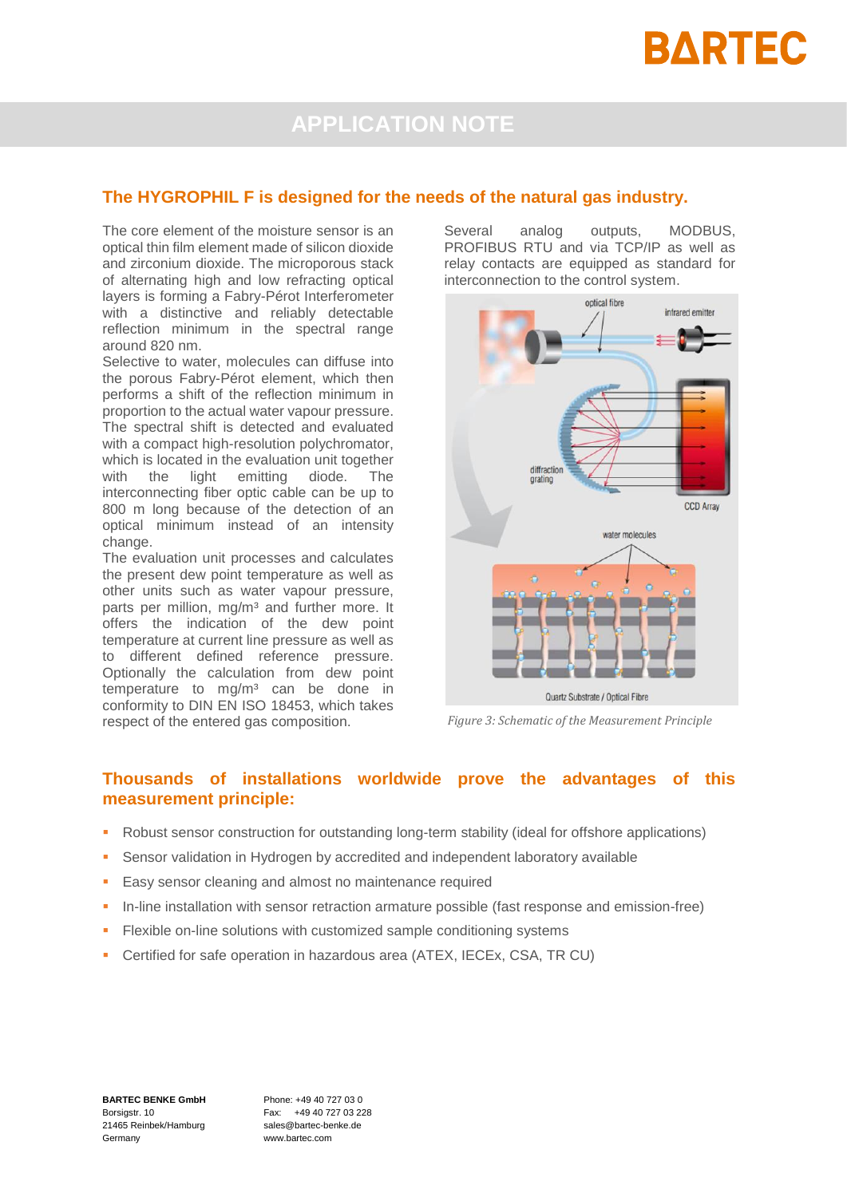BARTEC

# APPLICATION NOTE

## The HYGROPHIL F is designed for the needs of the natural gas industry.

The core element of the moisture sensor is an optical thin film element made of silicon dioxide and zirconium dioxide. The microporous stack of alternating high and low refracting optical layers is forming a Fabry-Pérot Interferometer with a distinctive and reliably detectable reflection minimum in the spectral range around 820 nm.
Selective to water, molecules can diffuse into the porous Fabry-Pérot element, which then performs a shift of the reflection minimum in proportion to the actual water vapour pressure. The spectral shift is detected and evaluated with a compact high-resolution polychromator, which is located in the evaluation unit together with the light emitting diode. The interconnecting fiber optic cable can be up to 800 m long because of the detection of an optical minimum instead of an intensity change.
The evaluation unit processes and calculates the present dew point temperature as well as other units such as water vapour pressure, parts per million, mg/m³ and further more. It offers the indication of the dew point temperature at current line pressure as well as to different defined reference pressure. Optionally the calculation from dew point temperature to mg/m³ can be done in conformity to DIN EN ISO 18453, which takes respect of the entered gas composition.

Several analog outputs, MODBUS, PROFIBUS RTU and via TCP/IP as well as relay contacts are equipped as standard for interconnection to the control system.

optical fibre
infrared emitter
diffraction grating
CCD Array
water molecules
Quartz Substrate / Optical Fibre

*Figure 3: Schematic of the Measurement Principle*

## Thousands of installations worldwide prove the advantages of this measurement principle:

- Robust sensor construction for outstanding long-term stability (ideal for offshore applications)
- Sensor validation in Hydrogen by accredited and independent laboratory available
- Easy sensor cleaning and almost no maintenance required
- In-line installation with sensor retraction armature possible (fast response and emission-free)
- Flexible on-line solutions with customized sample conditioning systems
- Certified for safe operation in hazardous area (ATEX, IECEx, CSA, TR CU)

**BARTEC BENKE GmbH**
Borsigstr. 10
21465 Reinbek/Hamburg
Germany

Phone: +49 40 727 03 0
Fax: +49 40 727 03 228
sales@bartec-benke.de
www.bartec.com